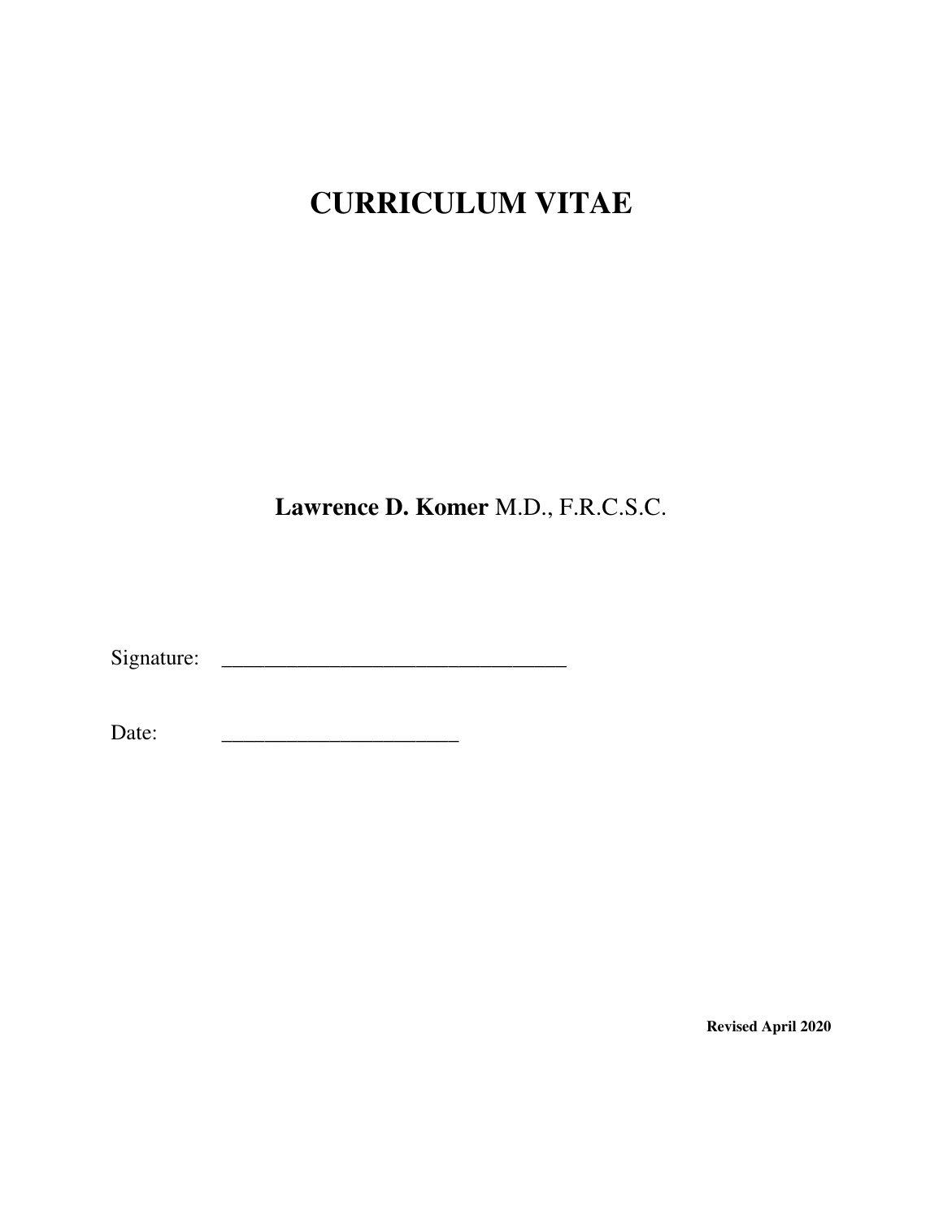# CURRICULUM VITAE

**Lawrence D. Komer** M.D., F.R.C.S.C.

Signature: _______________________________

Date: _____________________

**Revised April 2020**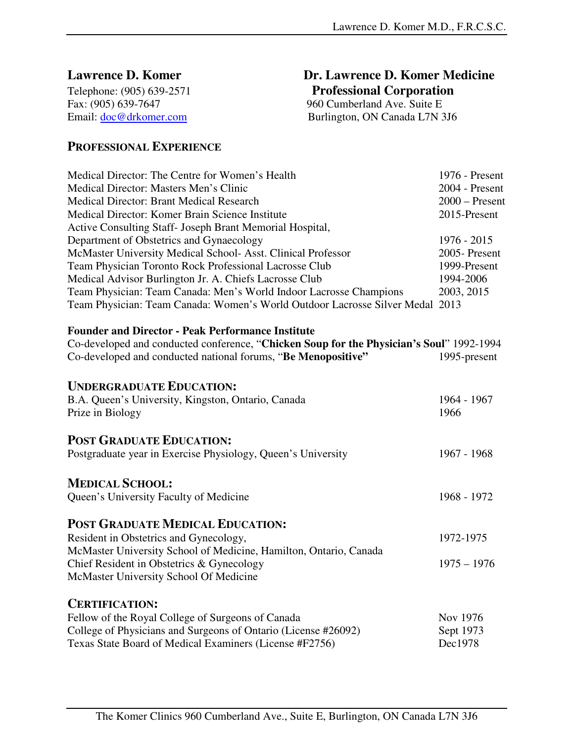**Lawrence D. Komer**
Telephone: (905) 639-2571
Fax: (905) 639-7647
Email: doc@drkomer.com

**Dr. Lawrence D. Komer Medicine Professional Corporation**
960 Cumberland Ave. Suite E
Burlington, ON Canada L7N 3J6

## PROFESSIONAL EXPERIENCE

| | |
|---|---|
| Medical Director: The Centre for Women's Health | 1976 - Present |
| Medical Director: Masters Men's Clinic | 2004 - Present |
| Medical Director: Brant Medical Research | 2000 – Present |
| Medical Director: Komer Brain Science Institute | 2015-Present |
| Active Consulting Staff- Joseph Brant Memorial Hospital, Department of Obstetrics and Gynaecology | 1976 - 2015 |
| McMaster University Medical School- Asst. Clinical Professor | 2005- Present |
| Team Physician Toronto Rock Professional Lacrosse Club | 1999-Present |
| Medical Advisor Burlington Jr. A. Chiefs Lacrosse Club | 1994-2006 |
| Team Physician: Team Canada: Men's World Indoor Lacrosse Champions | 2003, 2015 |
| Team Physician: Team Canada: Women's World Outdoor Lacrosse Silver Medal | 2013 |

**Founder and Director - Peak Performance Institute**

| | |
|---|---|
| Co-developed and conducted conference, "**Chicken Soup for the Physician's Soul**" | 1992-1994 |
| Co-developed and conducted national forums, "**Be Menopositive"** | 1995-present |

## UNDERGRADUATE EDUCATION:

| | |
|---|---|
| B.A. Queen's University, Kingston, Ontario, Canada | 1964 - 1967 |
| Prize in Biology | 1966 |

## POST GRADUATE EDUCATION:

| | |
|---|---|
| Postgraduate year in Exercise Physiology, Queen's University | 1967 - 1968 |

## MEDICAL SCHOOL:

| | |
|---|---|
| Queen's University Faculty of Medicine | 1968 - 1972 |

## POST GRADUATE MEDICAL EDUCATION:

| | |
|---|---|
| Resident in Obstetrics and Gynecology, McMaster University School of Medicine, Hamilton, Ontario, Canada | 1972-1975 |
| Chief Resident in Obstetrics & Gynecology McMaster University School Of Medicine | 1975 – 1976 |

## CERTIFICATION:

| | |
|---|---|
| Fellow of the Royal College of Surgeons of Canada | Nov 1976 |
| College of Physicians and Surgeons of Ontario (License #26092) | Sept 1973 |
| Texas State Board of Medical Examiners (License #F2756) | Dec1978 |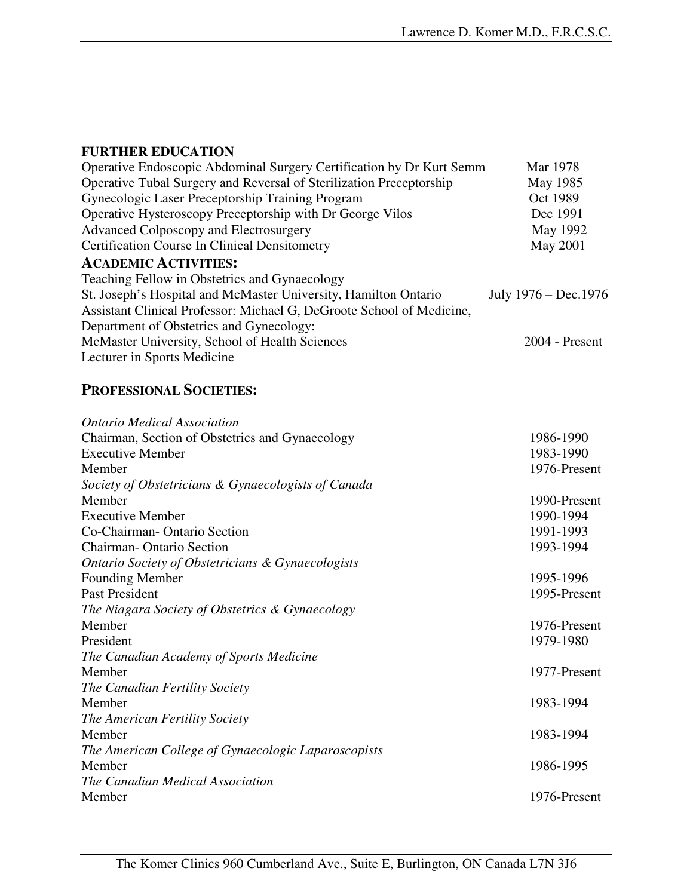## FURTHER EDUCATION

| | |
|---|---|
| Operative Endoscopic Abdominal Surgery Certification by Dr Kurt Semm | Mar 1978 |
| Operative Tubal Surgery and Reversal of Sterilization Preceptorship | May 1985 |
| Gynecologic Laser Preceptorship Training Program | Oct 1989 |
| Operative Hysteroscopy Preceptorship with Dr George Vilos | Dec 1991 |
| Advanced Colposcopy and Electrosurgery | May 1992 |
| Certification Course In Clinical Densitometry | May 2001 |

## ACADEMIC ACTIVITIES:

Teaching Fellow in Obstetrics and Gynaecology
St. Joseph's Hospital and McMaster University, Hamilton Ontario — July 1976 – Dec.1976

Assistant Clinical Professor: Michael G, DeGroote School of Medicine,
Department of Obstetrics and Gynecology:
McMaster University, School of Health Sciences — 2004 - Present

Lecturer in Sports Medicine

## PROFESSIONAL SOCIETIES:

| | |
|---|---|
| *Ontario Medical Association* | |
| Chairman, Section of Obstetrics and Gynaecology | 1986-1990 |
| Executive Member | 1983-1990 |
| Member | 1976-Present |
| *Society of Obstetricians & Gynaecologists of Canada* | |
| Member | 1990-Present |
| Executive Member | 1990-1994 |
| Co-Chairman- Ontario Section | 1991-1993 |
| Chairman- Ontario Section | 1993-1994 |
| *Ontario Society of Obstetricians & Gynaecologists* | |
| Founding Member | 1995-1996 |
| Past President | 1995-Present |
| *The Niagara Society of Obstetrics & Gynaecology* | |
| Member | 1976-Present |
| President | 1979-1980 |
| *The Canadian Academy of Sports Medicine* | |
| Member | 1977-Present |
| *The Canadian Fertility Society* | |
| Member | 1983-1994 |
| *The American Fertility Society* | |
| Member | 1983-1994 |
| *The American College of Gynaecologic Laparoscopists* | |
| Member | 1986-1995 |
| *The Canadian Medical Association* | |
| Member | 1976-Present |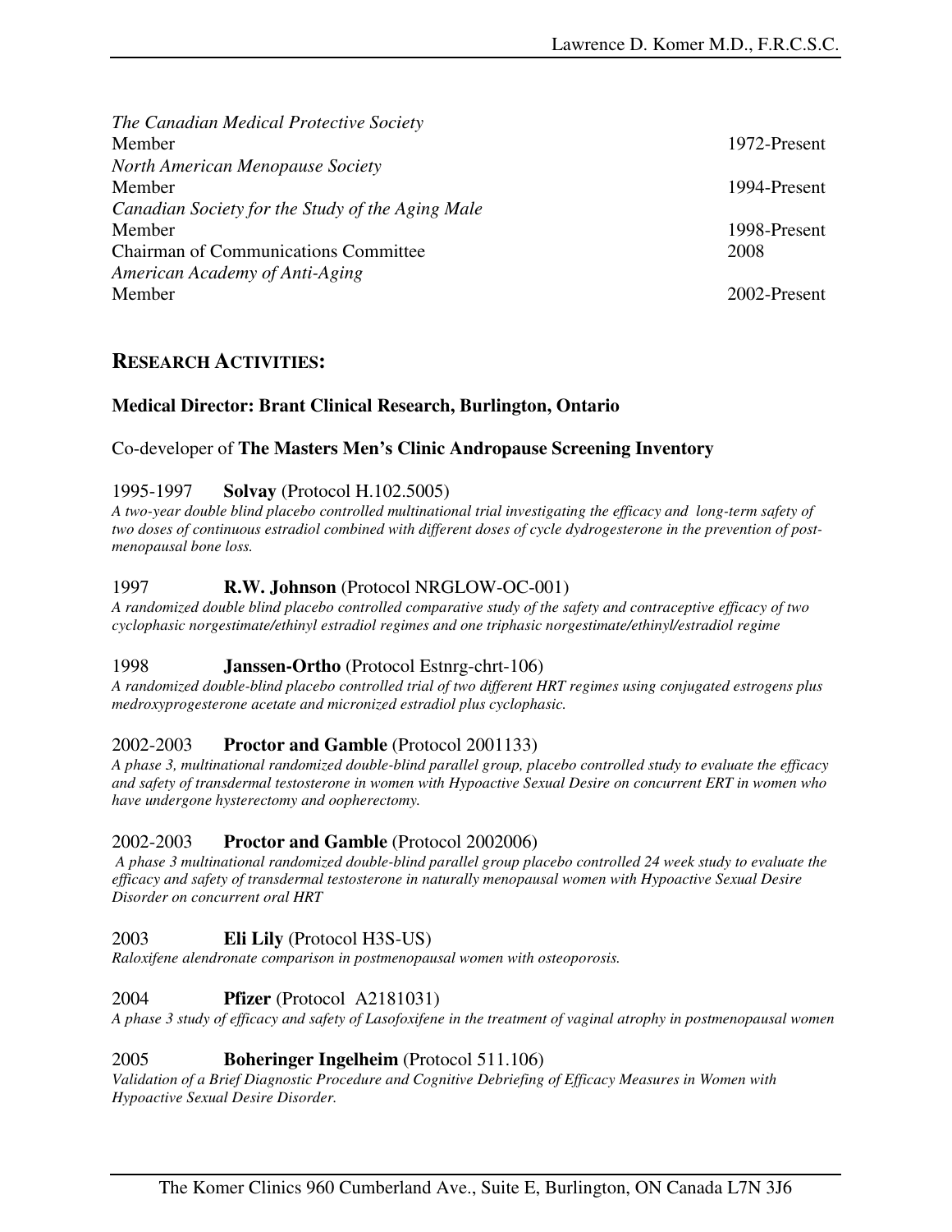*The Canadian Medical Protective Society*
Member 1972-Present

*North American Menopause Society*
Member 1994-Present

*Canadian Society for the Study of the Aging Male*
Member 1998-Present
Chairman of Communications Committee 2008

*American Academy of Anti-Aging*
Member 2002-Present

## RESEARCH ACTIVITIES:

**Medical Director: Brant Clinical Research, Burlington, Ontario**

Co-developer of **The Masters Men's Clinic Andropause Screening Inventory**

1995-1997 **Solvay** (Protocol H.102.5005)
*A two-year double blind placebo controlled multinational trial investigating the efficacy and long-term safety of two doses of continuous estradiol combined with different doses of cycle dydrogesterone in the prevention of post-menopausal bone loss.*

1997 **R.W. Johnson** (Protocol NRGLOW-OC-001)
*A randomized double blind placebo controlled comparative study of the safety and contraceptive efficacy of two cyclophasic norgestimate/ethinyl estradiol regimes and one triphasic norgestimate/ethinyl/estradiol regime*

1998 **Janssen-Ortho** (Protocol Estnrg-chrt-106)
*A randomized double-blind placebo controlled trial of two different HRT regimes using conjugated estrogens plus medroxyprogesterone acetate and micronized estradiol plus cyclophasic.*

2002-2003 **Proctor and Gamble** (Protocol 2001133)
*A phase 3, multinational randomized double-blind parallel group, placebo controlled study to evaluate the efficacy and safety of transdermal testosterone in women with Hypoactive Sexual Desire on concurrent ERT in women who have undergone hysterectomy and oopherectomy.*

2002-2003 **Proctor and Gamble** (Protocol 2002006)
*A phase 3 multinational randomized double-blind parallel group placebo controlled 24 week study to evaluate the efficacy and safety of transdermal testosterone in naturally menopausal women with Hypoactive Sexual Desire Disorder on concurrent oral HRT*

2003 **Eli Lily** (Protocol H3S-US)
*Raloxifene alendronate comparison in postmenopausal women with osteoporosis.*

2004 **Pfizer** (Protocol A2181031)
*A phase 3 study of efficacy and safety of Lasofoxifene in the treatment of vaginal atrophy in postmenopausal women*

2005 **Boheringer Ingelheim** (Protocol 511.106)
*Validation of a Brief Diagnostic Procedure and Cognitive Debriefing of Efficacy Measures in Women with Hypoactive Sexual Desire Disorder.*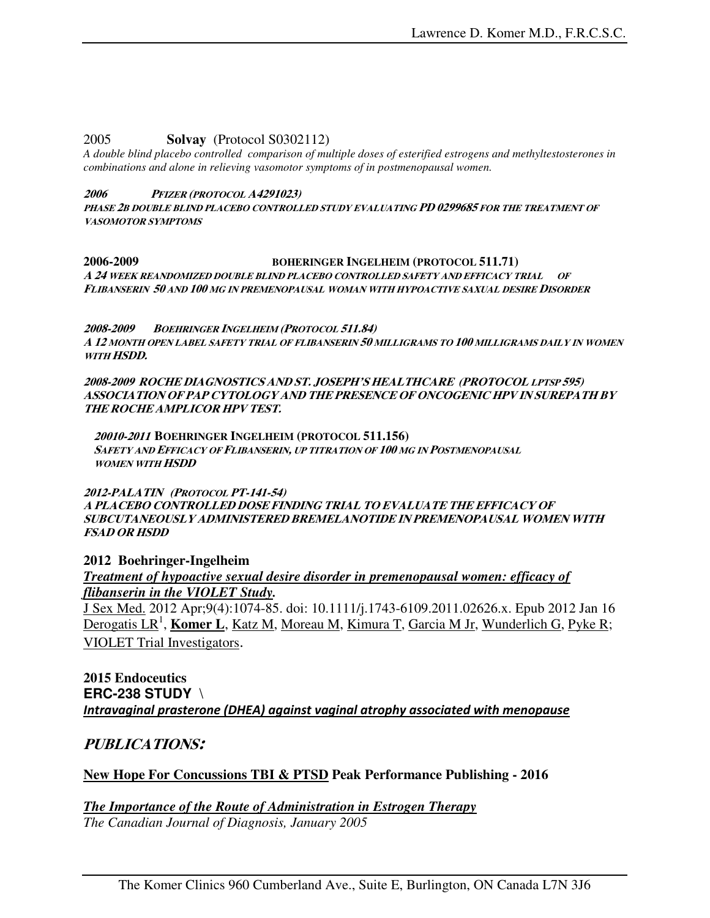2005 **Solvay** (Protocol S0302112)
*A double blind placebo controlled comparison of multiple doses of esterified estrogens and methyltestosterones in combinations and alone in relieving vasomotor symptoms of in postmenopausal women.*

***2006 PFIZER (PROTOCOL A4291023)***
***PHASE 2B DOUBLE BLIND PLACEBO CONTROLLED STUDY EVALUATING PD 0299685 FOR THE TREATMENT OF VASOMOTOR SYMPTOMS***

**2006-2009 BOHERINGER INGELHEIM (PROTOCOL 511.71)**
***A 24 WEEK REANDOMIZED DOUBLE BLIND PLACEBO CONTROLLED SAFETY AND EFFICACY TRIAL OF FLIBANSERIN 50 AND 100 MG IN PREMENOPAUSAL WOMAN WITH HYPOACTIVE SAXUAL DESIRE DISORDER***

***2008-2009 BOEHRINGER INGELHEIM (PROTOCOL 511.84)***
***A 12 MONTH OPEN LABEL SAFETY TRIAL OF FLIBANSERIN 50 MILLIGRAMS TO 100 MILLIGRAMS DAILY IN WOMEN WITH HSDD.***

***2008-2009 ROCHE DIAGNOSTICS AND ST. JOSEPH'S HEALTHCARE (PROTOCOL LPTSP 595) ASSOCIATION OF PAP CYTOLOGY AND THE PRESENCE OF ONCOGENIC HPV IN SUREPATH BY THE ROCHE AMPLICOR HPV TEST.***

***20010-2011* BOEHRINGER INGELHEIM (PROTOCOL 511.156)**
***SAFETY AND EFFICACY OF FLIBANSERIN, UP TITRATION OF 100 MG IN POSTMENOPAUSAL WOMEN WITH HSDD***

***2012-PALATIN (PROTOCOL PT-141-54)***
***A PLACEBO CONTROLLED DOSE FINDING TRIAL TO EVALUATE THE EFFICACY OF SUBCUTANEOUSLY ADMINISTERED BREMELANOTIDE IN PREMENOPAUSAL WOMEN WITH FSAD OR HSDD***

**2012 Boehringer-Ingelheim**
***Treatment of hypoactive sexual desire disorder in premenopausal women: efficacy of flibanserin in the VIOLET Study.***
J Sex Med. 2012 Apr;9(4):1074-85. doi: 10.1111/j.1743-6109.2011.02626.x. Epub 2012 Jan 16
Derogatis LR[1], **Komer L**, Katz M, Moreau M, Kimura T, Garcia M Jr, Wunderlich G, Pyke R; VIOLET Trial Investigators.

**2015 Endoceutics**
**ERC-238 STUDY \**
***Intravaginal prasterone (DHEA) against vaginal atrophy associated with menopause***

## ***PUBLICATIONS:***

**New Hope For Concussions TBI & PTSD Peak Performance Publishing - 2016**

***The Importance of the Route of Administration in Estrogen Therapy***
*The Canadian Journal of Diagnosis, January 2005*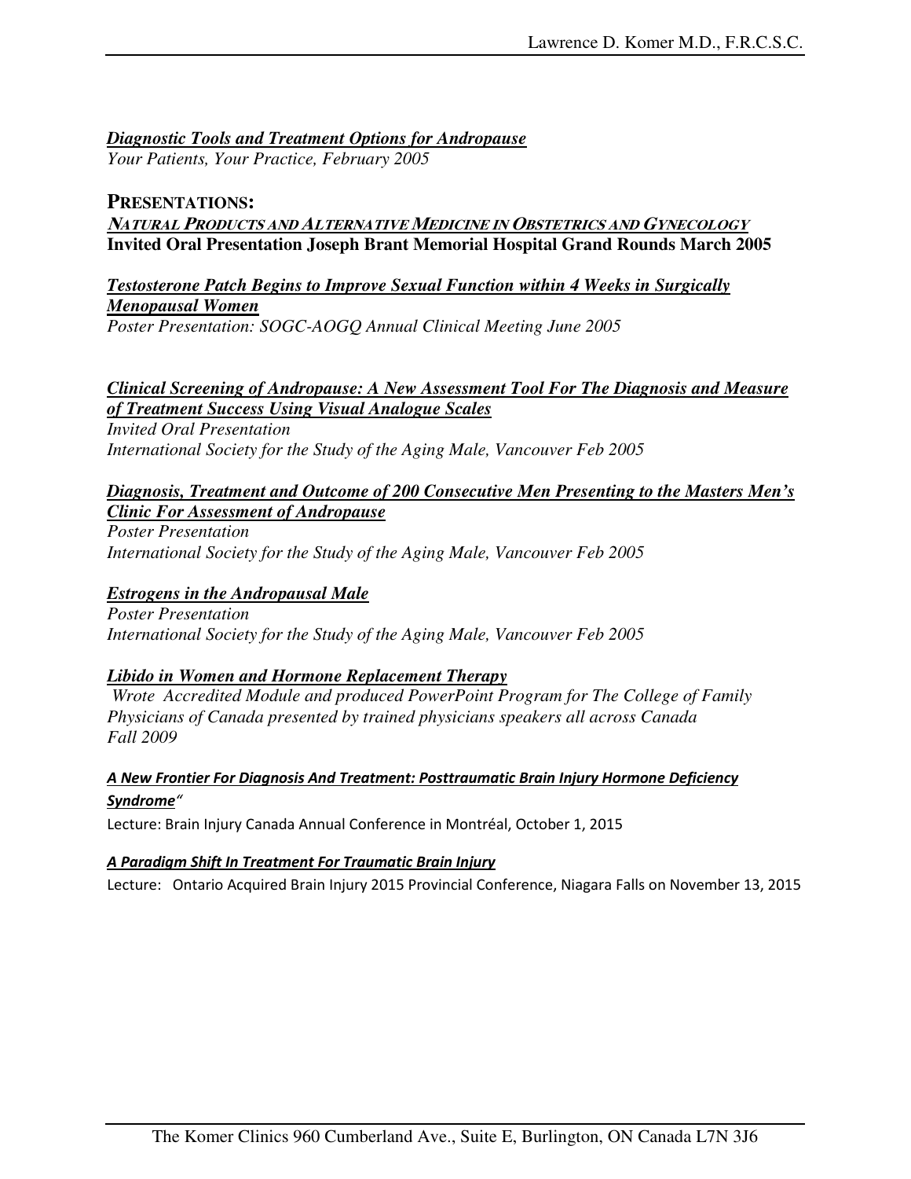***Diagnostic Tools and Treatment Options for Andropause***
*Your Patients, Your Practice, February 2005*

## PRESENTATIONS:

***NATURAL PRODUCTS AND ALTERNATIVE MEDICINE IN OBSTETRICS AND GYNECOLOGY***
**Invited Oral Presentation Joseph Brant Memorial Hospital Grand Rounds March 2005**

***Testosterone Patch Begins to Improve Sexual Function within 4 Weeks in Surgically Menopausal Women***
*Poster Presentation: SOGC-AOGQ Annual Clinical Meeting June 2005*

***Clinical Screening of Andropause: A New Assessment Tool For The Diagnosis and Measure of Treatment Success Using Visual Analogue Scales***
*Invited Oral Presentation*
*International Society for the Study of the Aging Male, Vancouver Feb 2005*

***Diagnosis, Treatment and Outcome of 200 Consecutive Men Presenting to the Masters Men's Clinic For Assessment of Andropause***
*Poster Presentation*
*International Society for the Study of the Aging Male, Vancouver Feb 2005*

***Estrogens in the Andropausal Male***
*Poster Presentation*
*International Society for the Study of the Aging Male, Vancouver Feb 2005*

***Libido in Women and Hormone Replacement Therapy***
*Wrote Accredited Module and produced PowerPoint Program for The College of Family Physicians of Canada presented by trained physicians speakers all across Canada*
*Fall 2009*

***A New Frontier For Diagnosis And Treatment: Posttraumatic Brain Injury Hormone Deficiency Syndrome"***
Lecture: Brain Injury Canada Annual Conference in Montréal, October 1, 2015

***A Paradigm Shift In Treatment For Traumatic Brain Injury***
Lecture: Ontario Acquired Brain Injury 2015 Provincial Conference, Niagara Falls on November 13, 2015